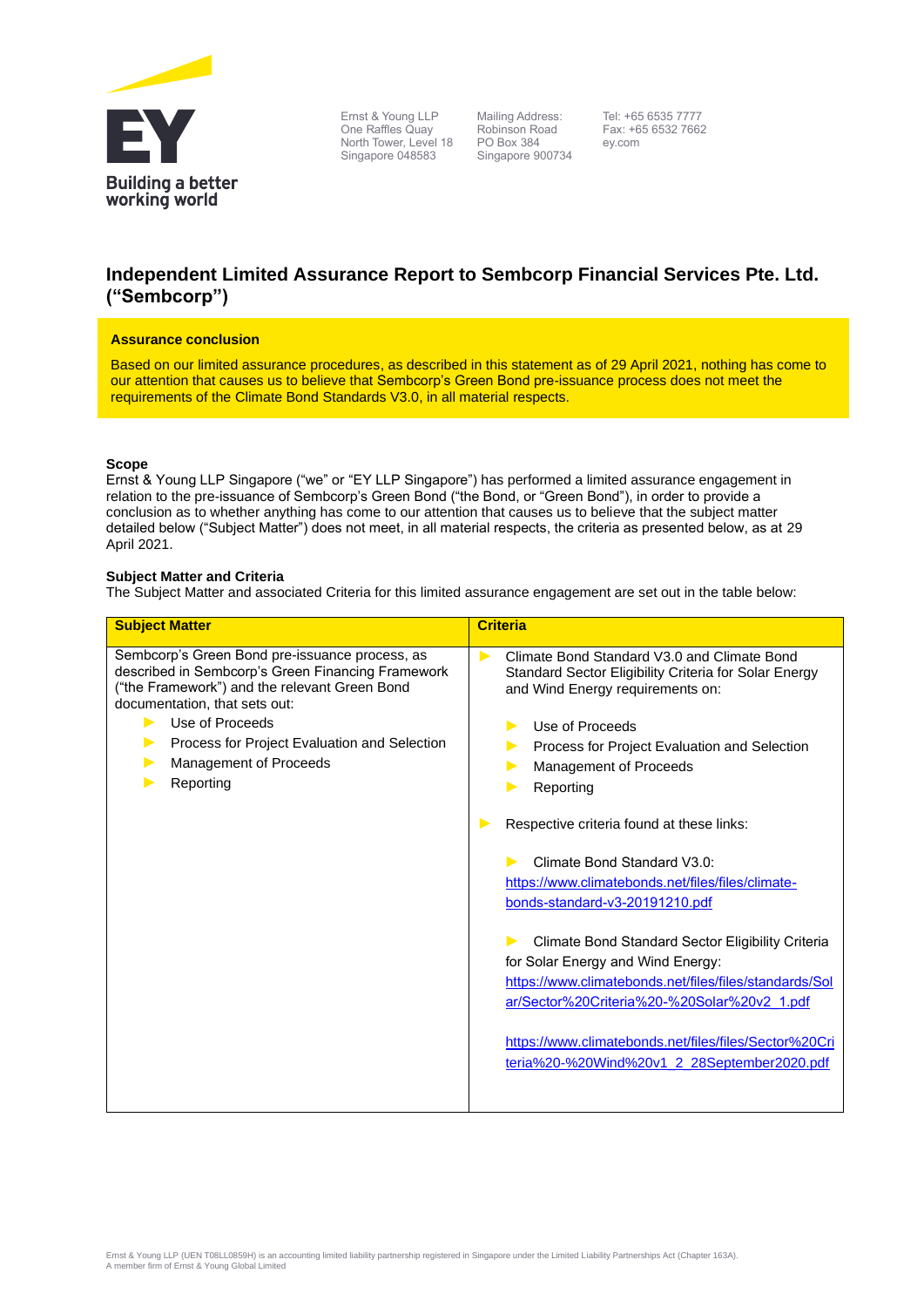Ernst & Young LLP
One Raffles Quay
North Tower, Level 18
Singapore 048583

Mailing Address:
Robinson Road
PO Box 384
Singapore 900734

Tel: +65 6535 7777
Fax: +65 6532 7662
ey.com

# Independent Limited Assurance Report to Sembcorp Financial Services Pte. Ltd. ("Sembcorp")

**Assurance conclusion**

Based on our limited assurance procedures, as described in this statement as of 29 April 2021, nothing has come to our attention that causes us to believe that Sembcorp's Green Bond pre-issuance process does not meet the requirements of the Climate Bond Standards V3.0, in all material respects.

**Scope**

Ernst & Young LLP Singapore ("we" or "EY LLP Singapore") has performed a limited assurance engagement in relation to the pre-issuance of Sembcorp's Green Bond ("the Bond, or "Green Bond"), in order to provide a conclusion as to whether anything has come to our attention that causes us to believe that the subject matter detailed below ("Subject Matter") does not meet, in all material respects, the criteria as presented below, as at 29 April 2021.

**Subject Matter and Criteria**

The Subject Matter and associated Criteria for this limited assurance engagement are set out in the table below:

| Subject Matter | Criteria |
|---|---|
| Sembcorp's Green Bond pre-issuance process, as described in Sembcorp's Green Financing Framework ("the Framework") and the relevant Green Bond documentation, that sets out:<br>- Use of Proceeds<br>- Process for Project Evaluation and Selection<br>- Management of Proceeds<br>- Reporting | - Climate Bond Standard V3.0 and Climate Bond Standard Sector Eligibility Criteria for Solar Energy and Wind Energy requirements on:<br>  - Use of Proceeds<br>  - Process for Project Evaluation and Selection<br>  - Management of Proceeds<br>  - Reporting<br>- Respective criteria found at these links:<br>  - Climate Bond Standard V3.0: https://www.climatebonds.net/files/files/climate-bonds-standard-v3-20191210.pdf<br>  - Climate Bond Standard Sector Eligibility Criteria for Solar Energy and Wind Energy: https://www.climatebonds.net/files/files/standards/Solar/Sector%20Criteria%20-%20Solar%20v2_1.pdf<br><br>https://www.climatebonds.net/files/files/Sector%20Criteria%20-%20Wind%20v1_2_28September2020.pdf |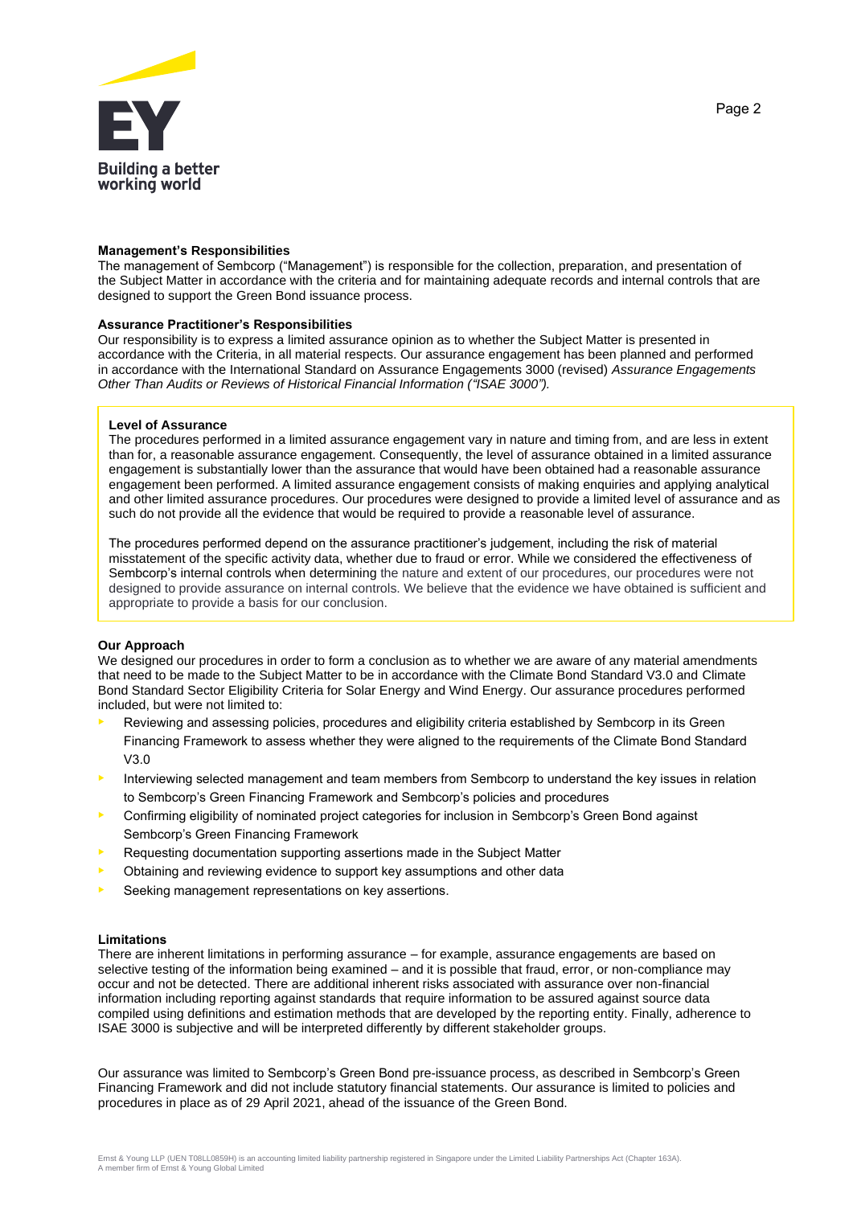**Management's Responsibilities**

The management of Sembcorp ("Management") is responsible for the collection, preparation, and presentation of the Subject Matter in accordance with the criteria and for maintaining adequate records and internal controls that are designed to support the Green Bond issuance process.

**Assurance Practitioner's Responsibilities**

Our responsibility is to express a limited assurance opinion as to whether the Subject Matter is presented in accordance with the Criteria, in all material respects. Our assurance engagement has been planned and performed in accordance with the International Standard on Assurance Engagements 3000 (revised) *Assurance Engagements Other Than Audits or Reviews of Historical Financial Information ("ISAE 3000").*

**Level of Assurance**

The procedures performed in a limited assurance engagement vary in nature and timing from, and are less in extent than for, a reasonable assurance engagement. Consequently, the level of assurance obtained in a limited assurance engagement is substantially lower than the assurance that would have been obtained had a reasonable assurance engagement been performed. A limited assurance engagement consists of making enquiries and applying analytical and other limited assurance procedures. Our procedures were designed to provide a limited level of assurance and as such do not provide all the evidence that would be required to provide a reasonable level of assurance.

The procedures performed depend on the assurance practitioner's judgement, including the risk of material misstatement of the specific activity data, whether due to fraud or error. While we considered the effectiveness of Sembcorp's internal controls when determining the nature and extent of our procedures, our procedures were not designed to provide assurance on internal controls. We believe that the evidence we have obtained is sufficient and appropriate to provide a basis for our conclusion.

**Our Approach**

We designed our procedures in order to form a conclusion as to whether we are aware of any material amendments that need to be made to the Subject Matter to be in accordance with the Climate Bond Standard V3.0 and Climate Bond Standard Sector Eligibility Criteria for Solar Energy and Wind Energy. Our assurance procedures performed included, but were not limited to:

- Reviewing and assessing policies, procedures and eligibility criteria established by Sembcorp in its Green Financing Framework to assess whether they were aligned to the requirements of the Climate Bond Standard V3.0
- Interviewing selected management and team members from Sembcorp to understand the key issues in relation to Sembcorp's Green Financing Framework and Sembcorp's policies and procedures
- Confirming eligibility of nominated project categories for inclusion in Sembcorp's Green Bond against Sembcorp's Green Financing Framework
- Requesting documentation supporting assertions made in the Subject Matter
- Obtaining and reviewing evidence to support key assumptions and other data
- Seeking management representations on key assertions.

**Limitations**

There are inherent limitations in performing assurance – for example, assurance engagements are based on selective testing of the information being examined – and it is possible that fraud, error, or non-compliance may occur and not be detected. There are additional inherent risks associated with assurance over non-financial information including reporting against standards that require information to be assured against source data compiled using definitions and estimation methods that are developed by the reporting entity. Finally, adherence to ISAE 3000 is subjective and will be interpreted differently by different stakeholder groups.

Our assurance was limited to Sembcorp's Green Bond pre-issuance process, as described in Sembcorp's Green Financing Framework and did not include statutory financial statements. Our assurance is limited to policies and procedures in place as of 29 April 2021, ahead of the issuance of the Green Bond.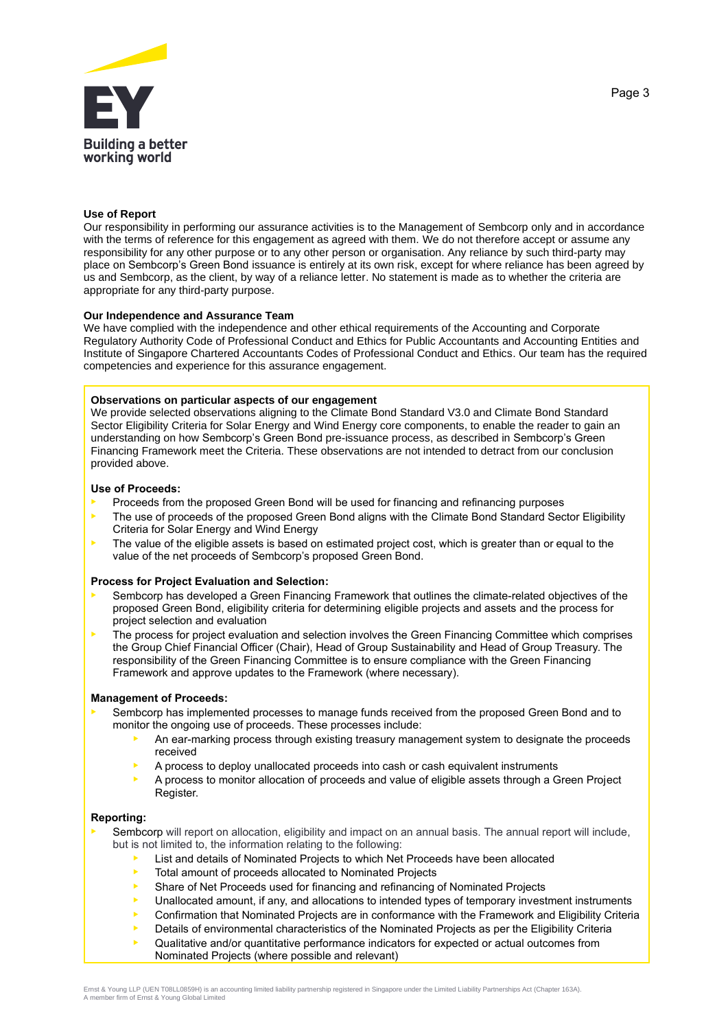### Use of Report

Our responsibility in performing our assurance activities is to the Management of Sembcorp only and in accordance with the terms of reference for this engagement as agreed with them. We do not therefore accept or assume any responsibility for any other purpose or to any other person or organisation. Any reliance by such third-party may place on Sembcorp's Green Bond issuance is entirely at its own risk, except for where reliance has been agreed by us and Sembcorp, as the client, by way of a reliance letter. No statement is made as to whether the criteria are appropriate for any third-party purpose.

### Our Independence and Assurance Team

We have complied with the independence and other ethical requirements of the Accounting and Corporate Regulatory Authority Code of Professional Conduct and Ethics for Public Accountants and Accounting Entities and Institute of Singapore Chartered Accountants Codes of Professional Conduct and Ethics. Our team has the required competencies and experience for this assurance engagement.

### Observations on particular aspects of our engagement

We provide selected observations aligning to the Climate Bond Standard V3.0 and Climate Bond Standard Sector Eligibility Criteria for Solar Energy and Wind Energy core components, to enable the reader to gain an understanding on how Sembcorp's Green Bond pre-issuance process, as described in Sembcorp's Green Financing Framework meet the Criteria. These observations are not intended to detract from our conclusion provided above.

**Use of Proceeds:**

- Proceeds from the proposed Green Bond will be used for financing and refinancing purposes
- The use of proceeds of the proposed Green Bond aligns with the Climate Bond Standard Sector Eligibility Criteria for Solar Energy and Wind Energy
- The value of the eligible assets is based on estimated project cost, which is greater than or equal to the value of the net proceeds of Sembcorp's proposed Green Bond.

**Process for Project Evaluation and Selection:**

- Sembcorp has developed a Green Financing Framework that outlines the climate-related objectives of the proposed Green Bond, eligibility criteria for determining eligible projects and assets and the process for project selection and evaluation
- The process for project evaluation and selection involves the Green Financing Committee which comprises the Group Chief Financial Officer (Chair), Head of Group Sustainability and Head of Group Treasury. The responsibility of the Green Financing Committee is to ensure compliance with the Green Financing Framework and approve updates to the Framework (where necessary).

**Management of Proceeds:**

- Sembcorp has implemented processes to manage funds received from the proposed Green Bond and to monitor the ongoing use of proceeds. These processes include:
    - An ear-marking process through existing treasury management system to designate the proceeds received
    - A process to deploy unallocated proceeds into cash or cash equivalent instruments
    - A process to monitor allocation of proceeds and value of eligible assets through a Green Project Register.

**Reporting:**

- Sembcorp will report on allocation, eligibility and impact on an annual basis. The annual report will include, but is not limited to, the information relating to the following:
    - List and details of Nominated Projects to which Net Proceeds have been allocated
    - Total amount of proceeds allocated to Nominated Projects
    - Share of Net Proceeds used for financing and refinancing of Nominated Projects
    - Unallocated amount, if any, and allocations to intended types of temporary investment instruments
    - Confirmation that Nominated Projects are in conformance with the Framework and Eligibility Criteria
    - Details of environmental characteristics of the Nominated Projects as per the Eligibility Criteria
    - Qualitative and/or quantitative performance indicators for expected or actual outcomes from Nominated Projects (where possible and relevant)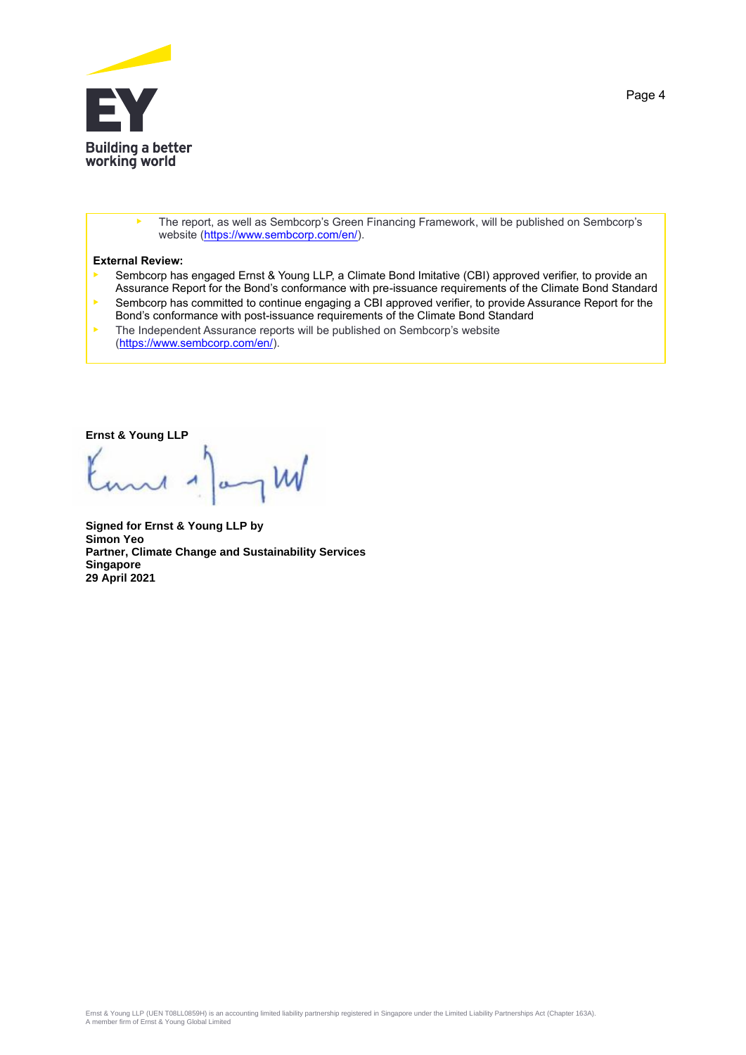- The report, as well as Sembcorp's Green Financing Framework, will be published on Sembcorp's website (https://www.sembcorp.com/en/).

**External Review:**

- Sembcorp has engaged Ernst & Young LLP, a Climate Bond Imitative (CBI) approved verifier, to provide an Assurance Report for the Bond's conformance with pre-issuance requirements of the Climate Bond Standard
- Sembcorp has committed to continue engaging a CBI approved verifier, to provide Assurance Report for the Bond's conformance with post-issuance requirements of the Climate Bond Standard
- The Independent Assurance reports will be published on Sembcorp's website (https://www.sembcorp.com/en/).

**Ernst & Young LLP**

**Signed for Ernst & Young LLP by**
**Simon Yeo**
**Partner, Climate Change and Sustainability Services**
**Singapore**
**29 April 2021**

Ernst & Young LLP (UEN T08LL0859H) is an accounting limited liability partnership registered in Singapore under the Limited Liability Partnerships Act (Chapter 163A).
A member firm of Ernst & Young Global Limited